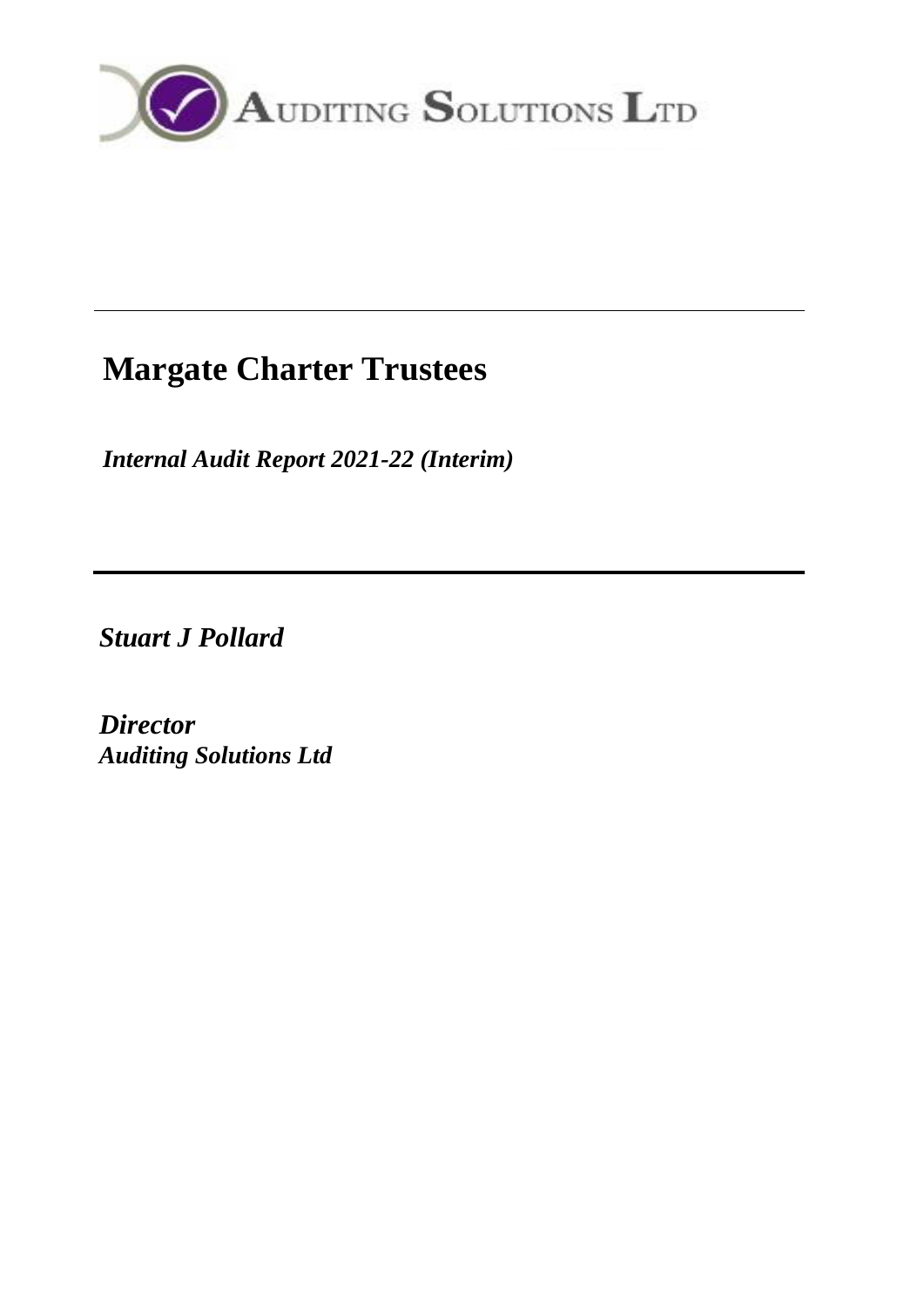AUDITING SOLUTIONS LTD

---

# Margate Charter Trustees

*Internal Audit Report 2021-22 (Interim)*

---

***Stuart J Pollard***

***Director***
***Auditing Solutions Ltd***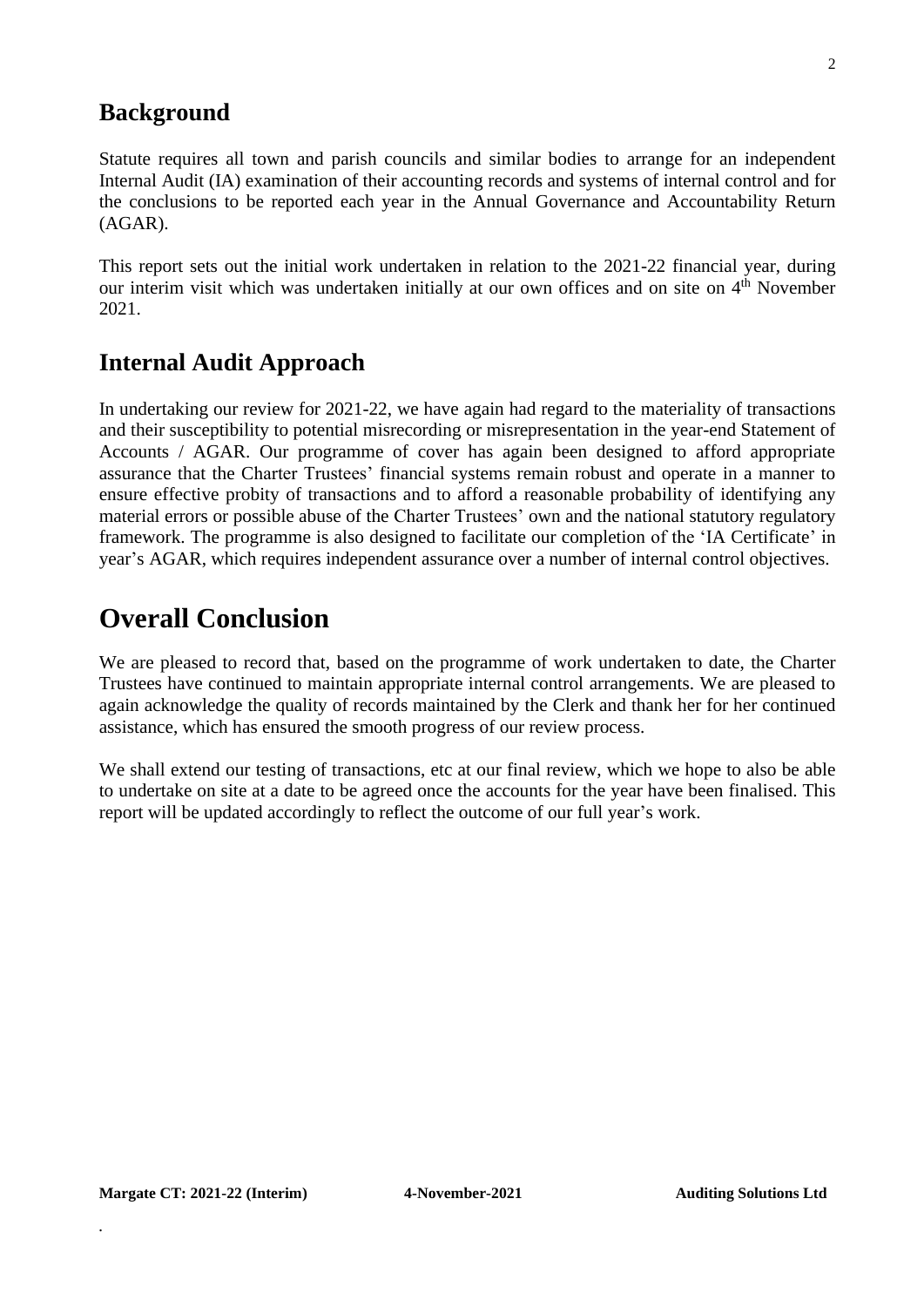## Background

Statute requires all town and parish councils and similar bodies to arrange for an independent Internal Audit (IA) examination of their accounting records and systems of internal control and for the conclusions to be reported each year in the Annual Governance and Accountability Return (AGAR).

This report sets out the initial work undertaken in relation to the 2021-22 financial year, during our interim visit which was undertaken initially at our own offices and on site on 4th November 2021.

## Internal Audit Approach

In undertaking our review for 2021-22, we have again had regard to the materiality of transactions and their susceptibility to potential misrecording or misrepresentation in the year-end Statement of Accounts / AGAR. Our programme of cover has again been designed to afford appropriate assurance that the Charter Trustees' financial systems remain robust and operate in a manner to ensure effective probity of transactions and to afford a reasonable probability of identifying any material errors or possible abuse of the Charter Trustees' own and the national statutory regulatory framework. The programme is also designed to facilitate our completion of the 'IA Certificate' in year's AGAR, which requires independent assurance over a number of internal control objectives.

# Overall Conclusion

We are pleased to record that, based on the programme of work undertaken to date, the Charter Trustees have continued to maintain appropriate internal control arrangements. We are pleased to again acknowledge the quality of records maintained by the Clerk and thank her for her continued assistance, which has ensured the smooth progress of our review process.

We shall extend our testing of transactions, etc at our final review, which we hope to also be able to undertake on site at a date to be agreed once the accounts for the year have been finalised. This report will be updated accordingly to reflect the outcome of our full year's work.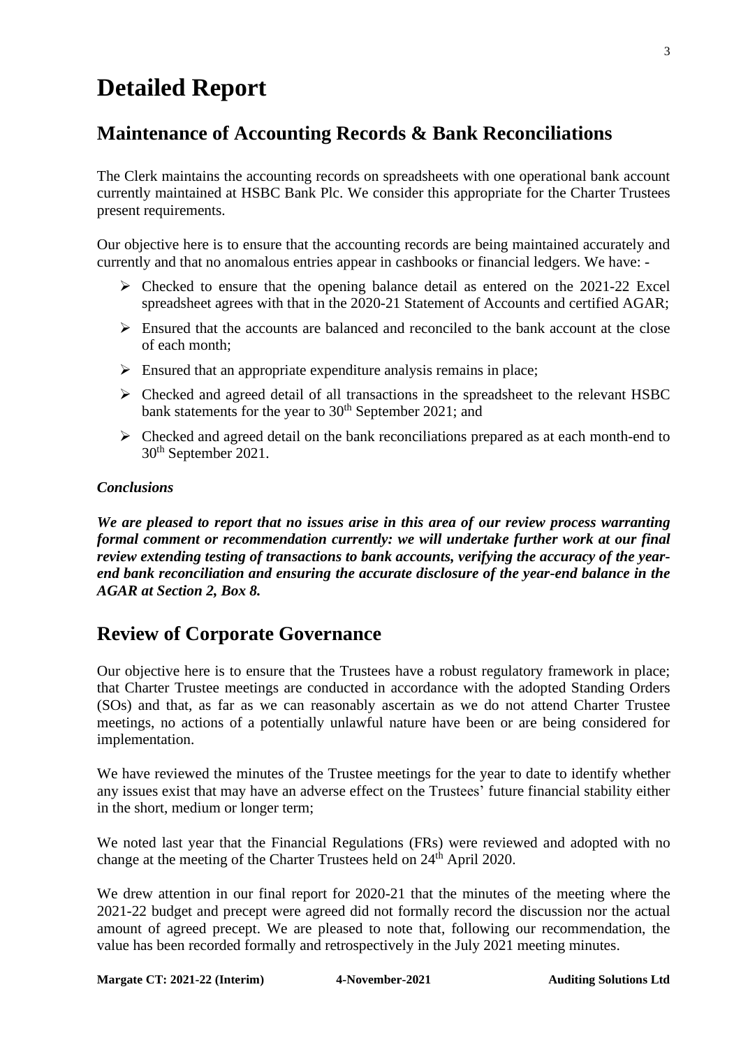# Detailed Report

## Maintenance of Accounting Records & Bank Reconciliations

The Clerk maintains the accounting records on spreadsheets with one operational bank account currently maintained at HSBC Bank Plc. We consider this appropriate for the Charter Trustees present requirements.

Our objective here is to ensure that the accounting records are being maintained accurately and currently and that no anomalous entries appear in cashbooks or financial ledgers. We have: -

- Checked to ensure that the opening balance detail as entered on the 2021-22 Excel spreadsheet agrees with that in the 2020-21 Statement of Accounts and certified AGAR;
- Ensured that the accounts are balanced and reconciled to the bank account at the close of each month;
- Ensured that an appropriate expenditure analysis remains in place;
- Checked and agreed detail of all transactions in the spreadsheet to the relevant HSBC bank statements for the year to 30th September 2021; and
- Checked and agreed detail on the bank reconciliations prepared as at each month-end to 30th September 2021.

### *Conclusions*

***We are pleased to report that no issues arise in this area of our review process warranting formal comment or recommendation currently: we will undertake further work at our final review extending testing of transactions to bank accounts, verifying the accuracy of the year-end bank reconciliation and ensuring the accurate disclosure of the year-end balance in the AGAR at Section 2, Box 8.***

## Review of Corporate Governance

Our objective here is to ensure that the Trustees have a robust regulatory framework in place; that Charter Trustee meetings are conducted in accordance with the adopted Standing Orders (SOs) and that, as far as we can reasonably ascertain as we do not attend Charter Trustee meetings, no actions of a potentially unlawful nature have been or are being considered for implementation.

We have reviewed the minutes of the Trustee meetings for the year to date to identify whether any issues exist that may have an adverse effect on the Trustees' future financial stability either in the short, medium or longer term;

We noted last year that the Financial Regulations (FRs) were reviewed and adopted with no change at the meeting of the Charter Trustees held on 24th April 2020.

We drew attention in our final report for 2020-21 that the minutes of the meeting where the 2021-22 budget and precept were agreed did not formally record the discussion nor the actual amount of agreed precept. We are pleased to note that, following our recommendation, the value has been recorded formally and retrospectively in the July 2021 meeting minutes.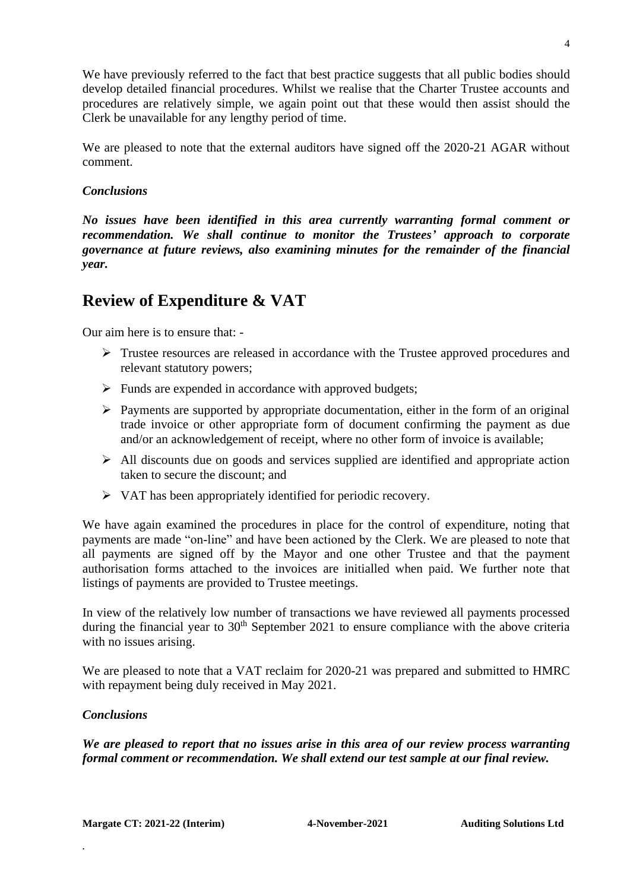We have previously referred to the fact that best practice suggests that all public bodies should develop detailed financial procedures. Whilst we realise that the Charter Trustee accounts and procedures are relatively simple, we again point out that these would then assist should the Clerk be unavailable for any lengthy period of time.

We are pleased to note that the external auditors have signed off the 2020-21 AGAR without comment.

***Conclusions***

***No issues have been identified in this area currently warranting formal comment or recommendation. We shall continue to monitor the Trustees' approach to corporate governance at future reviews, also examining minutes for the remainder of the financial year.***

## Review of Expenditure & VAT

Our aim here is to ensure that: -

- Trustee resources are released in accordance with the Trustee approved procedures and relevant statutory powers;
- Funds are expended in accordance with approved budgets;
- Payments are supported by appropriate documentation, either in the form of an original trade invoice or other appropriate form of document confirming the payment as due and/or an acknowledgement of receipt, where no other form of invoice is available;
- All discounts due on goods and services supplied are identified and appropriate action taken to secure the discount; and
- VAT has been appropriately identified for periodic recovery.

We have again examined the procedures in place for the control of expenditure, noting that payments are made "on-line" and have been actioned by the Clerk. We are pleased to note that all payments are signed off by the Mayor and one other Trustee and that the payment authorisation forms attached to the invoices are initialled when paid. We further note that listings of payments are provided to Trustee meetings.

In view of the relatively low number of transactions we have reviewed all payments processed during the financial year to 30th September 2021 to ensure compliance with the above criteria with no issues arising.

We are pleased to note that a VAT reclaim for 2020-21 was prepared and submitted to HMRC with repayment being duly received in May 2021.

***Conclusions***

***We are pleased to report that no issues arise in this area of our review process warranting formal comment or recommendation. We shall extend our test sample at our final review.***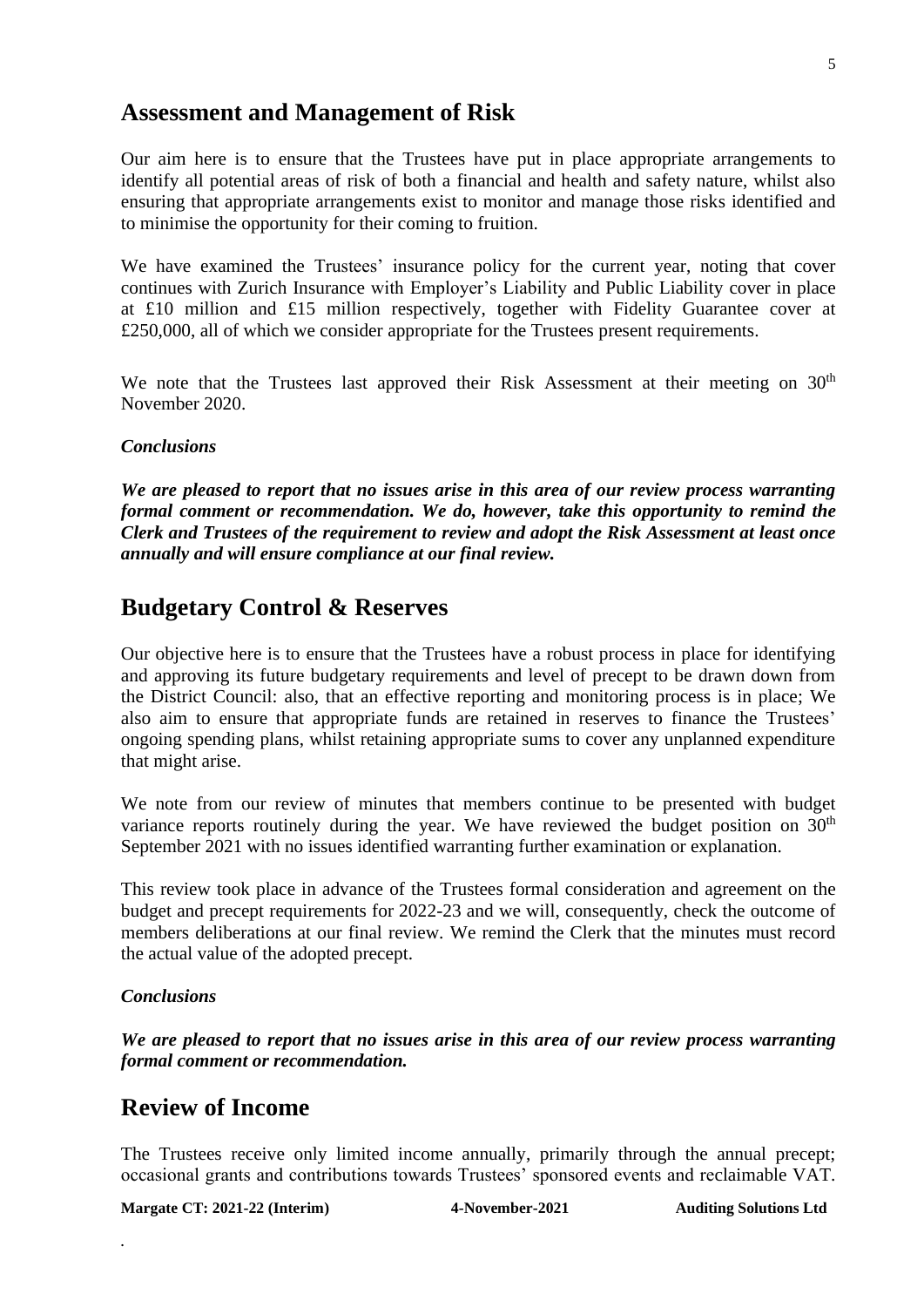## Assessment and Management of Risk

Our aim here is to ensure that the Trustees have put in place appropriate arrangements to identify all potential areas of risk of both a financial and health and safety nature, whilst also ensuring that appropriate arrangements exist to monitor and manage those risks identified and to minimise the opportunity for their coming to fruition.

We have examined the Trustees' insurance policy for the current year, noting that cover continues with Zurich Insurance with Employer's Liability and Public Liability cover in place at £10 million and £15 million respectively, together with Fidelity Guarantee cover at £250,000, all of which we consider appropriate for the Trustees present requirements.

We note that the Trustees last approved their Risk Assessment at their meeting on 30th November 2020.

### *Conclusions*

***We are pleased to report that no issues arise in this area of our review process warranting formal comment or recommendation. We do, however, take this opportunity to remind the Clerk and Trustees of the requirement to review and adopt the Risk Assessment at least once annually and will ensure compliance at our final review.***

## Budgetary Control & Reserves

Our objective here is to ensure that the Trustees have a robust process in place for identifying and approving its future budgetary requirements and level of precept to be drawn down from the District Council: also, that an effective reporting and monitoring process is in place; We also aim to ensure that appropriate funds are retained in reserves to finance the Trustees' ongoing spending plans, whilst retaining appropriate sums to cover any unplanned expenditure that might arise.

We note from our review of minutes that members continue to be presented with budget variance reports routinely during the year. We have reviewed the budget position on 30th September 2021 with no issues identified warranting further examination or explanation.

This review took place in advance of the Trustees formal consideration and agreement on the budget and precept requirements for 2022-23 and we will, consequently, check the outcome of members deliberations at our final review. We remind the Clerk that the minutes must record the actual value of the adopted precept.

### *Conclusions*

***We are pleased to report that no issues arise in this area of our review process warranting formal comment or recommendation.***

## Review of Income

The Trustees receive only limited income annually, primarily through the annual precept; occasional grants and contributions towards Trustees' sponsored events and reclaimable VAT.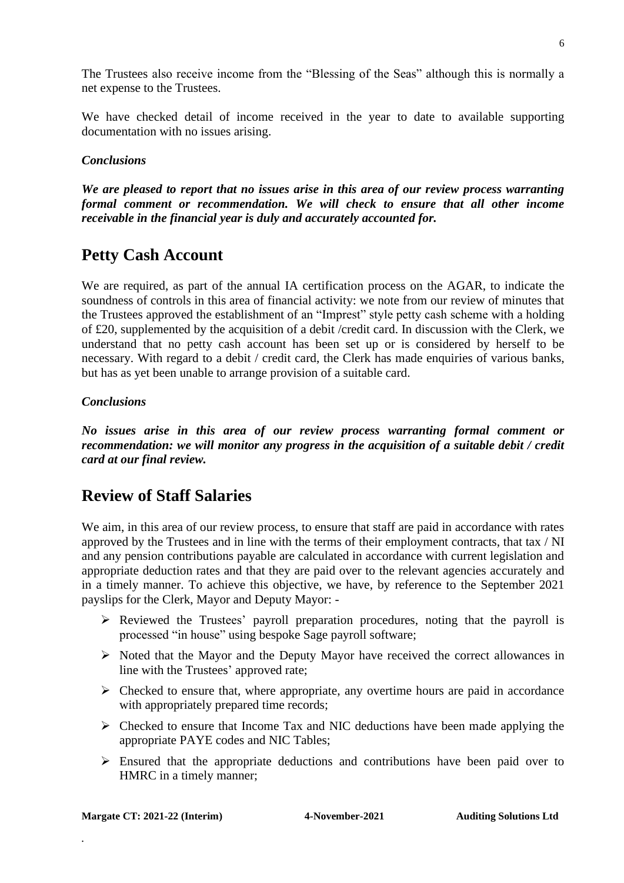The Trustees also receive income from the "Blessing of the Seas" although this is normally a net expense to the Trustees.

We have checked detail of income received in the year to date to available supporting documentation with no issues arising.

### *Conclusions*

***We are pleased to report that no issues arise in this area of our review process warranting formal comment or recommendation. We will check to ensure that all other income receivable in the financial year is duly and accurately accounted for.***

## Petty Cash Account

We are required, as part of the annual IA certification process on the AGAR, to indicate the soundness of controls in this area of financial activity: we note from our review of minutes that the Trustees approved the establishment of an "Imprest" style petty cash scheme with a holding of £20, supplemented by the acquisition of a debit /credit card. In discussion with the Clerk, we understand that no petty cash account has been set up or is considered by herself to be necessary. With regard to a debit / credit card, the Clerk has made enquiries of various banks, but has as yet been unable to arrange provision of a suitable card.

### *Conclusions*

***No issues arise in this area of our review process warranting formal comment or recommendation: we will monitor any progress in the acquisition of a suitable debit / credit card at our final review.***

## Review of Staff Salaries

We aim, in this area of our review process, to ensure that staff are paid in accordance with rates approved by the Trustees and in line with the terms of their employment contracts, that tax / NI and any pension contributions payable are calculated in accordance with current legislation and appropriate deduction rates and that they are paid over to the relevant agencies accurately and in a timely manner. To achieve this objective, we have, by reference to the September 2021 payslips for the Clerk, Mayor and Deputy Mayor: -

- Reviewed the Trustees' payroll preparation procedures, noting that the payroll is processed "in house" using bespoke Sage payroll software;
- Noted that the Mayor and the Deputy Mayor have received the correct allowances in line with the Trustees' approved rate;
- Checked to ensure that, where appropriate, any overtime hours are paid in accordance with appropriately prepared time records;
- Checked to ensure that Income Tax and NIC deductions have been made applying the appropriate PAYE codes and NIC Tables;
- Ensured that the appropriate deductions and contributions have been paid over to HMRC in a timely manner;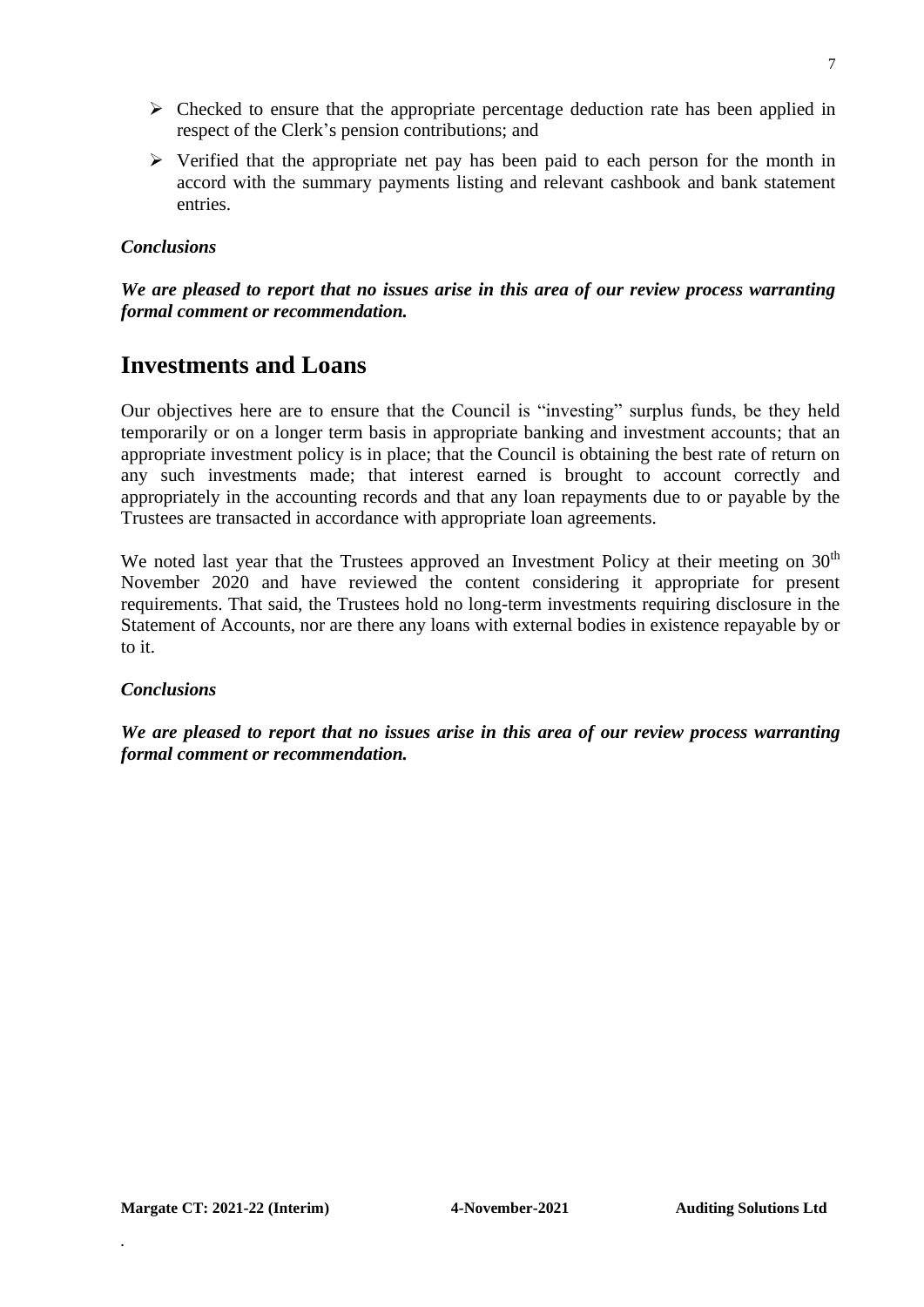- Checked to ensure that the appropriate percentage deduction rate has been applied in respect of the Clerk's pension contributions; and
- Verified that the appropriate net pay has been paid to each person for the month in accord with the summary payments listing and relevant cashbook and bank statement entries.

### *Conclusions*

***We are pleased to report that no issues arise in this area of our review process warranting formal comment or recommendation.***

## Investments and Loans

Our objectives here are to ensure that the Council is "investing" surplus funds, be they held temporarily or on a longer term basis in appropriate banking and investment accounts; that an appropriate investment policy is in place; that the Council is obtaining the best rate of return on any such investments made; that interest earned is brought to account correctly and appropriately in the accounting records and that any loan repayments due to or payable by the Trustees are transacted in accordance with appropriate loan agreements.

We noted last year that the Trustees approved an Investment Policy at their meeting on 30th November 2020 and have reviewed the content considering it appropriate for present requirements. That said, the Trustees hold no long-term investments requiring disclosure in the Statement of Accounts, nor are there any loans with external bodies in existence repayable by or to it.

### *Conclusions*

***We are pleased to report that no issues arise in this area of our review process warranting formal comment or recommendation.***